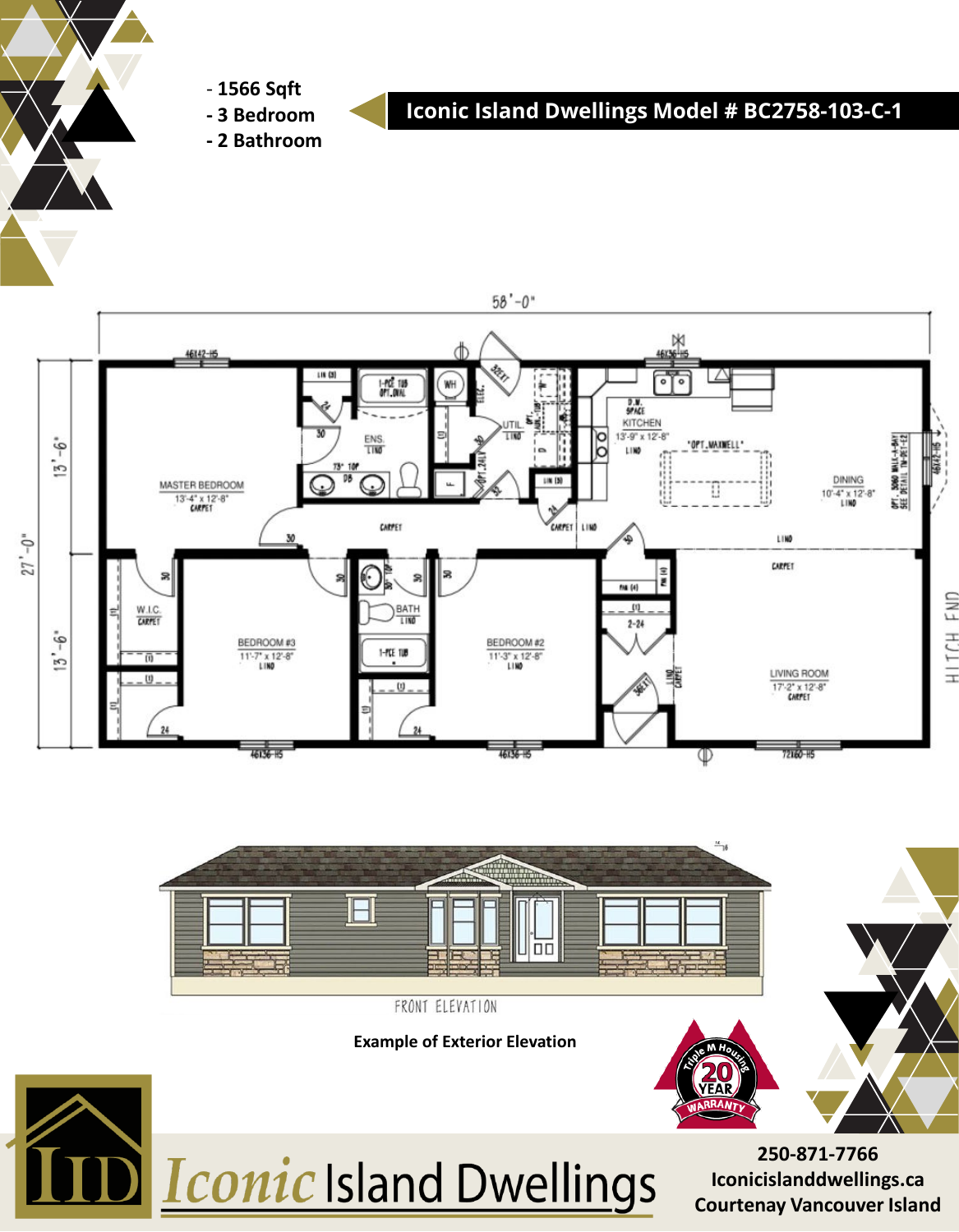- 1566 Sqft
- 3 Bedroom
- 2 Bathroom

# Iconic Island Dwellings Model # BC2758-103-C-1

58'-0"

27'-0"

13'-6"

13'-6"

MASTER BEDROOM
13'-4" x 12'-8"
CARPET

ENS.
LINO

KITCHEN
13'-9" x 12'-8"
LINO

DINING
10'-4" x 12'-8"
LINO

UTIL.
LINO

W.I.C.
CARPET

BEDROOM #3
11'-7" x 12'-8"
LINO

BATH
LINO

BEDROOM #2
11'-3" x 12'-8"
LINO

LIVING ROOM
17'-2" x 12'-8"
CARPET

HITCH END

FRONT ELEVATION

**Example of Exterior Elevation**

Triple M Housing 20 YEAR WARRANTY

Iconic Island Dwellings

**250-871-7766**
**Iconicislanddwellings.ca**
**Courtenay Vancouver Island**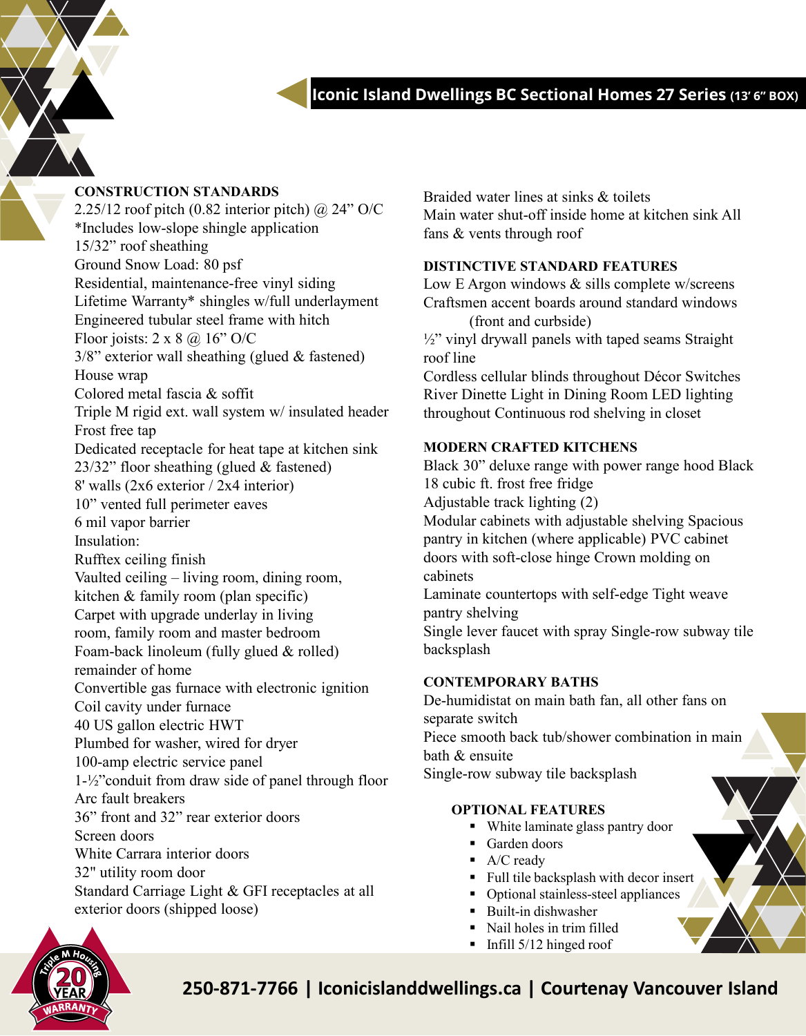# Iconic Island Dwellings BC Sectional Homes 27 Series (13' 6" BOX)

**CONSTRUCTION STANDARDS**

2.25/12 roof pitch (0.82 interior pitch) @ 24" O/C
*Includes low-slope shingle application
15/32" roof sheathing
Ground Snow Load: 80 psf
Residential, maintenance-free vinyl siding
Lifetime Warranty* shingles w/full underlayment
Engineered tubular steel frame with hitch
Floor joists: 2 x 8 @ 16" O/C
3/8" exterior wall sheathing (glued & fastened)
House wrap
Colored metal fascia & soffit
Triple M rigid ext. wall system w/ insulated header
Frost free tap
Dedicated receptacle for heat tape at kitchen sink
23/32" floor sheathing (glued & fastened)
8' walls (2x6 exterior / 2x4 interior)
10" vented full perimeter eaves
6 mil vapor barrier
Insulation:
Rufftex ceiling finish
Vaulted ceiling – living room, dining room, kitchen & family room (plan specific)
Carpet with upgrade underlay in living room, family room and master bedroom
Foam-back linoleum (fully glued & rolled) remainder of home
Convertible gas furnace with electronic ignition
Coil cavity under furnace
40 US gallon electric HWT
Plumbed for washer, wired for dryer
100-amp electric service panel
1-½"conduit from draw side of panel through floor
Arc fault breakers
36" front and 32" rear exterior doors
Screen doors
White Carrara interior doors
32" utility room door
Standard Carriage Light & GFI receptacles at all exterior doors (shipped loose)
Braided water lines at sinks & toilets
Main water shut-off inside home at kitchen sink All fans & vents through roof

**DISTINCTIVE STANDARD FEATURES**

Low E Argon windows & sills complete w/screens
Craftsmen accent boards around standard windows (front and curbside)
½" vinyl drywall panels with taped seams Straight roof line
Cordless cellular blinds throughout Décor Switches
River Dinette Light in Dining Room LED lighting throughout Continuous rod shelving in closet

**MODERN CRAFTED KITCHENS**

Black 30" deluxe range with power range hood Black 18 cubic ft. frost free fridge
Adjustable track lighting (2)
Modular cabinets with adjustable shelving Spacious pantry in kitchen (where applicable) PVC cabinet doors with soft-close hinge Crown molding on cabinets
Laminate countertops with self-edge Tight weave pantry shelving
Single lever faucet with spray Single-row subway tile backsplash

**CONTEMPORARY BATHS**

De-humidistat on main bath fan, all other fans on separate switch
Piece smooth back tub/shower combination in main bath & ensuite
Single-row subway tile backsplash

**OPTIONAL FEATURES**

- White laminate glass pantry door
- Garden doors
- A/C ready
- Full tile backsplash with decor insert
- Optional stainless-steel appliances
- Built-in dishwasher
- Nail holes in trim filled
- Infill 5/12 hinged roof

Triple M Housing 20 YEAR WARRANTY

**250-871-7766 | Iconicislanddwellings.ca | Courtenay Vancouver Island**